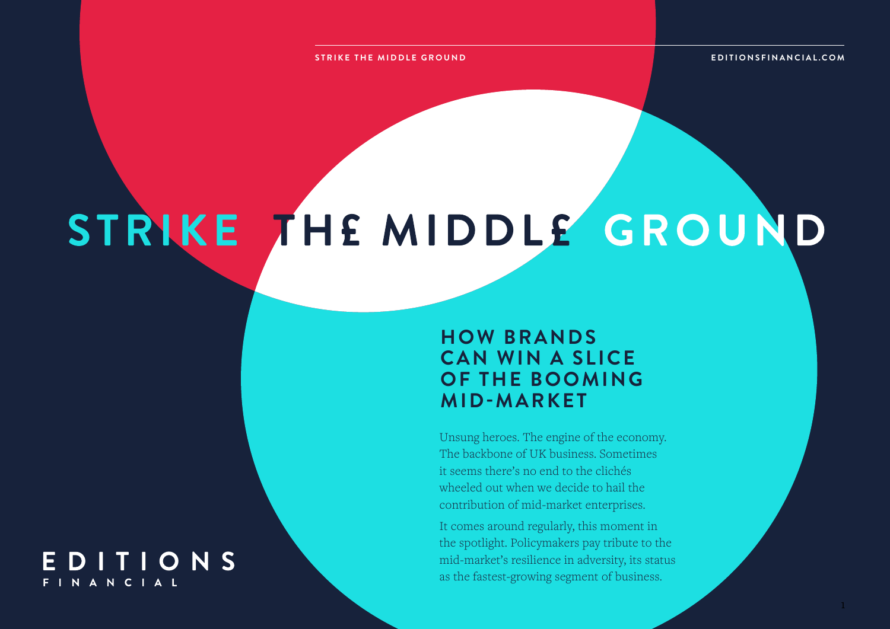# STRIKE THE MIDDLE GROUND

## HOW BRANDS CAN WIN A SLICE OF THE BOOMING MID-MARKET

Unsung heroes. The engine of the economy. The backbone of UK business. Sometimes it seems there's no end to the clichés wheeled out when we decide to hail the contribution of mid-market enterprises.

It comes around regularly, this moment in the spotlight. Policymakers pay tribute to the mid-market's resilience in adversity, its status as the fastest-growing segment of business.

EDITIONS FINANCIAL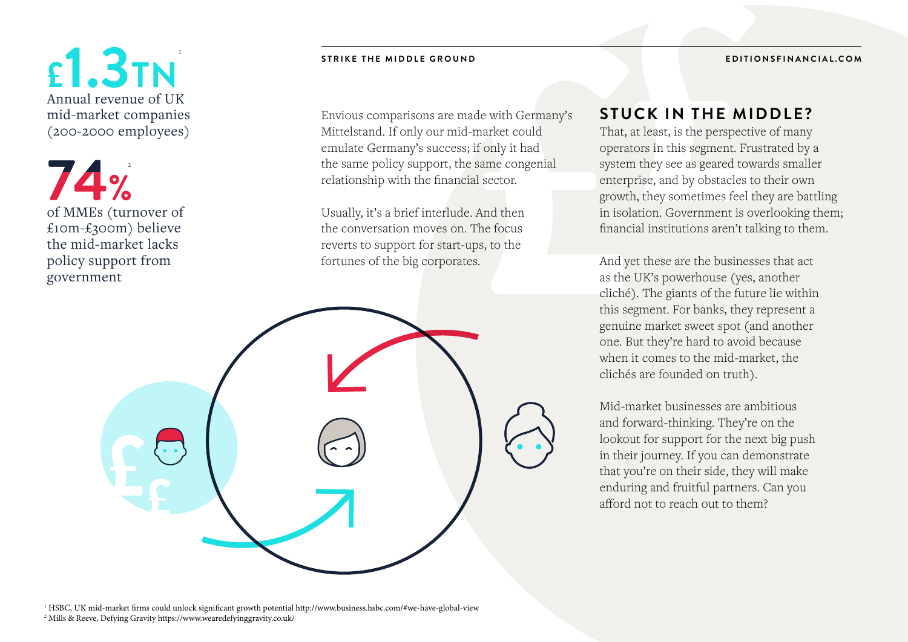**£1.3TN**[1]
Annual revenue of UK mid-market companies (200-2000 employees)

**74%**[2]
of MMEs (turnover of £10m-£300m) believe the mid-market lacks policy support from government

Envious comparisons are made with Germany's Mittelstand. If only our mid-market could emulate Germany's success; if only it had the same policy support, the same congenial relationship with the financial sector.

Usually, it's a brief interlude. And then the conversation moves on. The focus reverts to support for start-ups, to the fortunes of the big corporates.

## STUCK IN THE MIDDLE?

That, at least, is the perspective of many operators in this segment. Frustrated by a system they see as geared towards smaller enterprise, and by obstacles to their own growth, they sometimes feel they are battling in isolation. Government is overlooking them; financial institutions aren't talking to them.

And yet these are the businesses that act as the UK's powerhouse (yes, another cliché). The giants of the future lie within this segment. For banks, they represent a genuine market sweet spot (and another one. But they're hard to avoid because when it comes to the mid-market, the clichés are founded on truth).

Mid-market businesses are ambitious and forward-thinking. They're on the lookout for support for the next big push in their journey. If you can demonstrate that you're on their side, they will make enduring and fruitful partners. Can you afford not to reach out to them?

[1] HSBC, UK mid-market firms could unlock significant growth potential http://www.business.hsbc.com/#we-have-global-view
[2] Mills & Reeve, Defying Gravity https://www.wearedefyinggravity.co.uk/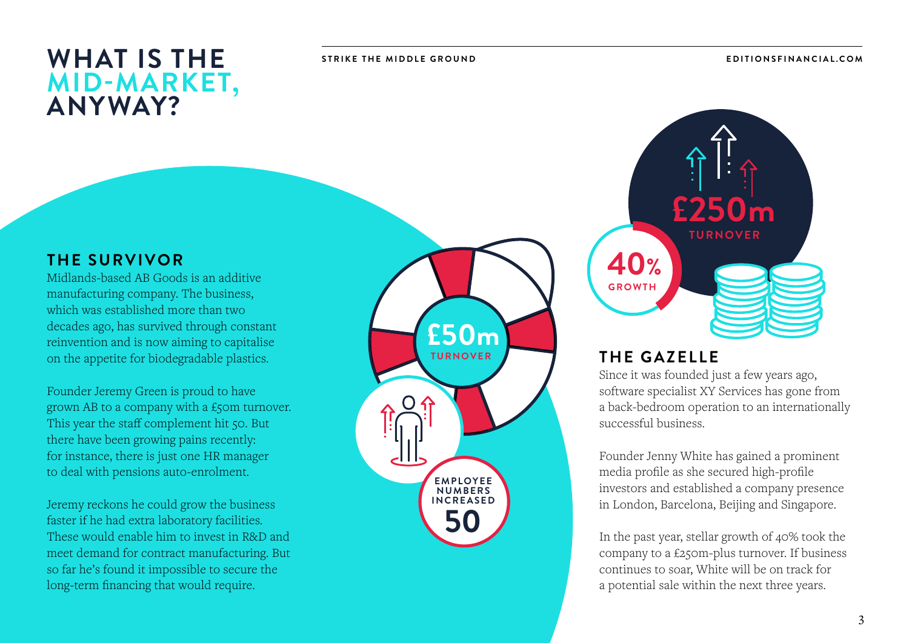# WHAT IS THE MID-MARKET, ANYWAY?

## THE SURVIVOR

Midlands-based AB Goods is an additive manufacturing company. The business, which was established more than two decades ago, has survived through constant reinvention and is now aiming to capitalise on the appetite for biodegradable plastics.

Founder Jeremy Green is proud to have grown AB to a company with a £50m turnover. This year the staff complement hit 50. But there have been growing pains recently: for instance, there is just one HR manager to deal with pensions auto-enrolment.

Jeremy reckons he could grow the business faster if he had extra laboratory facilities. These would enable him to invest in R&D and meet demand for contract manufacturing. But so far he's found it impossible to secure the long-term financing that would require.

£50m
TURNOVER

EMPLOYEE NUMBERS INCREASED
50

£250m
TURNOVER

40%
GROWTH

## THE GAZELLE

Since it was founded just a few years ago, software specialist XY Services has gone from a back-bedroom operation to an internationally successful business.

Founder Jenny White has gained a prominent media profile as she secured high-profile investors and established a company presence in London, Barcelona, Beijing and Singapore.

In the past year, stellar growth of 40% took the company to a £250m-plus turnover. If business continues to soar, White will be on track for a potential sale within the next three years.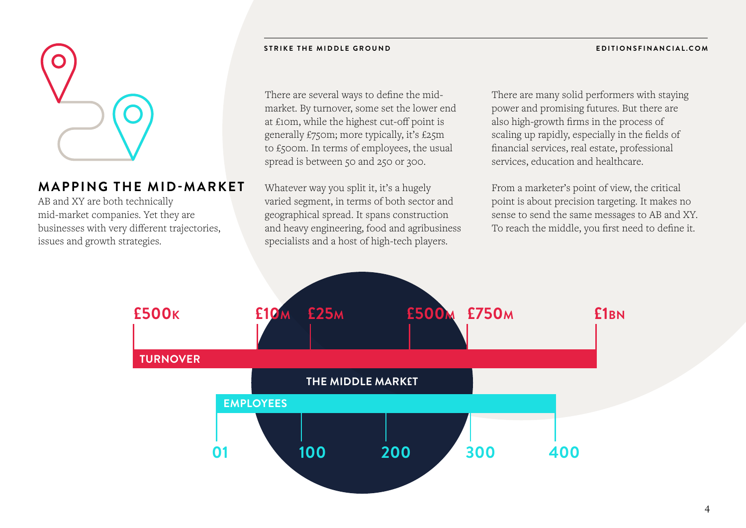## MAPPING THE MID-MARKET

AB and XY are both technically mid-market companies. Yet they are businesses with very different trajectories, issues and growth strategies.

There are several ways to define the mid-market. By turnover, some set the lower end at £10m, while the highest cut-off point is generally £750m; more typically, it's £25m to £500m. In terms of employees, the usual spread is between 50 and 250 or 300.

Whatever way you split it, it's a hugely varied segment, in terms of both sector and geographical spread. It spans construction and heavy engineering, food and agribusiness specialists and a host of high-tech players.

There are many solid performers with staying power and promising futures. But there are also high-growth firms in the process of scaling up rapidly, especially in the fields of financial services, real estate, professional services, education and healthcare.

From a marketer's point of view, the critical point is about precision targeting. It makes no sense to send the same messages to AB and XY. To reach the middle, you first need to define it.

£500K
£10M
£25M
£500M
£750M
£1BN
TURNOVER
THE MIDDLE MARK£T
EMPLOYEES
01
100
200
300
400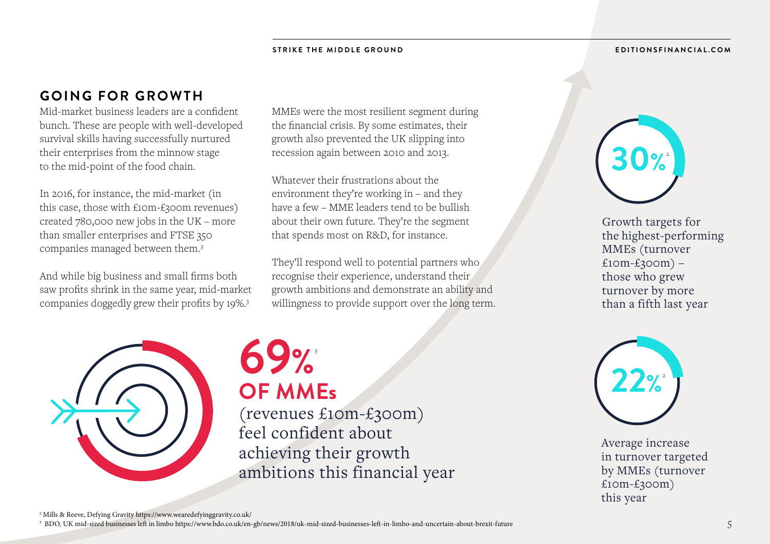## GOING FOR GROWTH

Mid-market business leaders are a confident bunch. These are people with well-developed survival skills having successfully nurtured their enterprises from the minnow stage to the mid-point of the food chain.

In 2016, for instance, the mid-market (in this case, those with £10m-£300m revenues) created 780,000 new jobs in the UK – more than smaller enterprises and FTSE 350 companies managed between them.[3]

And while big business and small firms both saw profits shrink in the same year, mid-market companies doggedly grew their profits by 19%.[3]

MMEs were the most resilient segment during the financial crisis. By some estimates, their growth also prevented the UK slipping into recession again between 2010 and 2013.

Whatever their frustrations about the environment they're working in – and they have a few – MME leaders tend to be bullish about their own future. They're the segment that spends most on R&D, for instance.

They'll respond well to potential partners who recognise their experience, understand their growth ambitions and demonstrate an ability and willingness to provide support over the long term.

**30%**[2]

Growth targets for the highest-performing MMEs (turnover £10m-£300m) – those who grew turnover by more than a fifth last year

**69%**[3]
**OF MMEs**
(revenues £10m-£300m) feel confident about achieving their growth ambitions this financial year

**22%**[2]

Average increase in turnover targeted by MMEs (turnover £10m-£300m) this year

[2] Mills & Reeve, Defying Gravity https://www.wearedefyinggravity.co.uk/

[3] BDO, UK mid-sized businesses left in limbo https://www.bdo.co.uk/en-gb/news/2018/uk-mid-sized-businesses-left-in-limbo-and-uncertain-about-brexit-future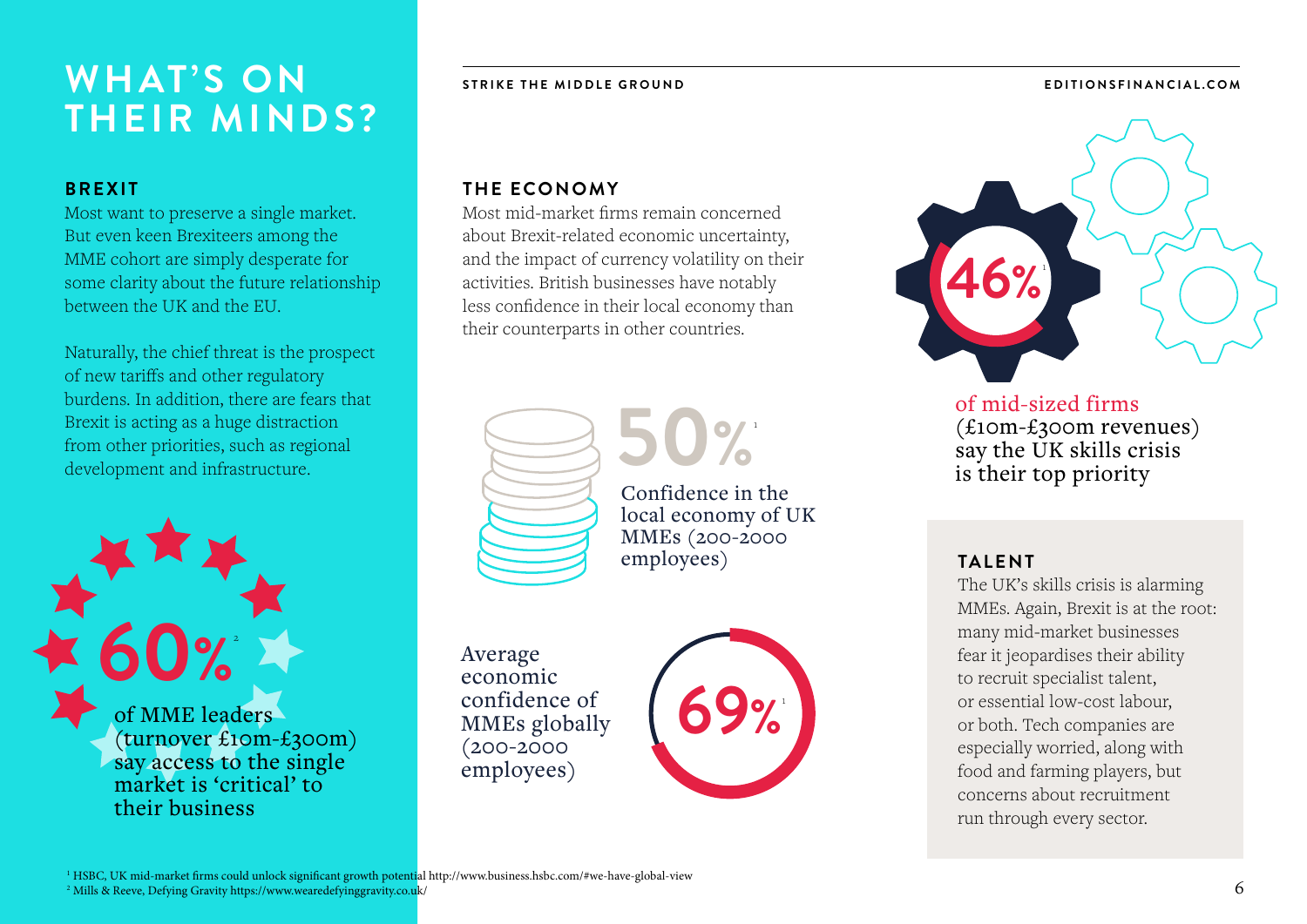# WHAT'S ON THEIR MINDS?

## BREXIT

Most want to preserve a single market. But even keen Brexiteers among the MME cohort are simply desperate for some clarity about the future relationship between the UK and the EU.

Naturally, the chief threat is the prospect of new tariffs and other regulatory burdens. In addition, there are fears that Brexit is acting as a huge distraction from other priorities, such as regional development and infrastructure.

60%[2]

of MME leaders (turnover £10m-£300m) say access to the single market is 'critical' to their business

## THE ECONOMY

Most mid-market firms remain concerned about Brexit-related economic uncertainty, and the impact of currency volatility on their activities. British businesses have notably less confidence in their local economy than their counterparts in other countries.

50%[1]

Confidence in the local economy of UK MMEs (200-2000 employees)

Average economic confidence of MMEs globally (200-2000 employees)

69%[1]

46%[1]

of mid-sized firms (£10m-£300m revenues) say the UK skills crisis is their top priority

## TALENT

The UK's skills crisis is alarming MMEs. Again, Brexit is at the root: many mid-market businesses fear it jeopardises their ability to recruit specialist talent, or essential low-cost labour, or both. Tech companies are especially worried, along with food and farming players, but concerns about recruitment run through every sector.

[1] HSBC, UK mid-market firms could unlock significant growth potential http://www.business.hsbc.com/#we-have-global-view
[2] Mills & Reeve, Defying Gravity https://www.wearedefyinggravity.co.uk/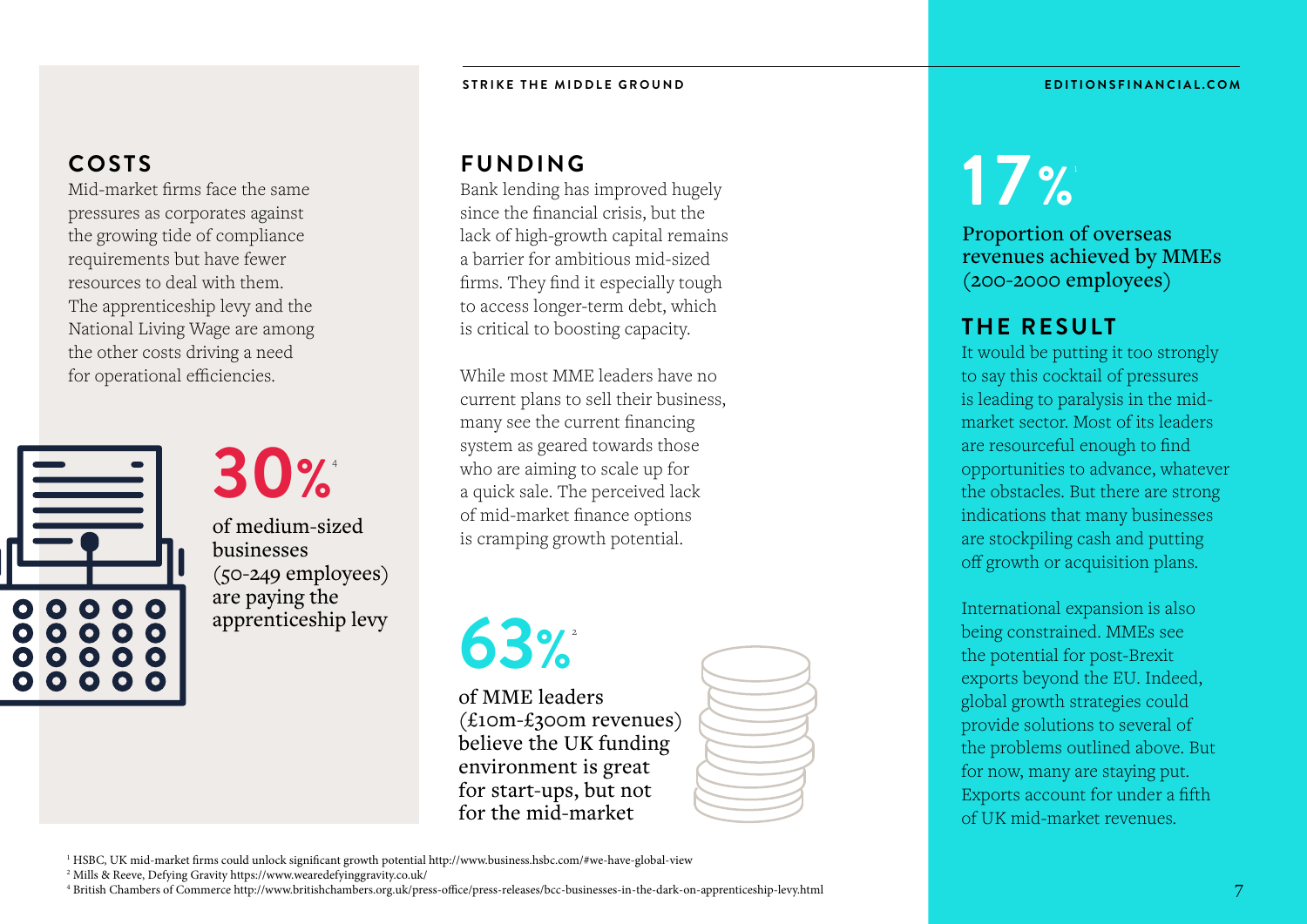## COSTS

Mid-market firms face the same pressures as corporates against the growing tide of compliance requirements but have fewer resources to deal with them. The apprenticeship levy and the National Living Wage are among the other costs driving a need for operational efficiencies.

**30%** [4]

of medium-sized businesses (50-249 employees) are paying the apprenticeship levy

## FUNDING

Bank lending has improved hugely since the financial crisis, but the lack of high-growth capital remains a barrier for ambitious mid-sized firms. They find it especially tough to access longer-term debt, which is critical to boosting capacity.

While most MME leaders have no current plans to sell their business, many see the current financing system as geared towards those who are aiming to scale up for a quick sale. The perceived lack of mid-market finance options is cramping growth potential.

**63%** [2]

of MME leaders (£10m-£300m revenues) believe the UK funding environment is great for start-ups, but not for the mid-market

**17%** [1]

Proportion of overseas revenues achieved by MMEs (200-2000 employees)

## THE RESULT

It would be putting it too strongly to say this cocktail of pressures is leading to paralysis in the mid-market sector. Most of its leaders are resourceful enough to find opportunities to advance, whatever the obstacles. But there are strong indications that many businesses are stockpiling cash and putting off growth or acquisition plans.

International expansion is also being constrained. MMEs see the potential for post-Brexit exports beyond the EU. Indeed, global growth strategies could provide solutions to several of the problems outlined above. But for now, many are staying put. Exports account for under a fifth of UK mid-market revenues.

---

[1] HSBC, UK mid-market firms could unlock significant growth potential http://www.business.hsbc.com/#we-have-global-view

[2] Mills & Reeve, Defying Gravity https://www.wearedefyinggravity.co.uk/

[4] British Chambers of Commerce http://www.britishchambers.org.uk/press-office/press-releases/bcc-businesses-in-the-dark-on-apprenticeship-levy.html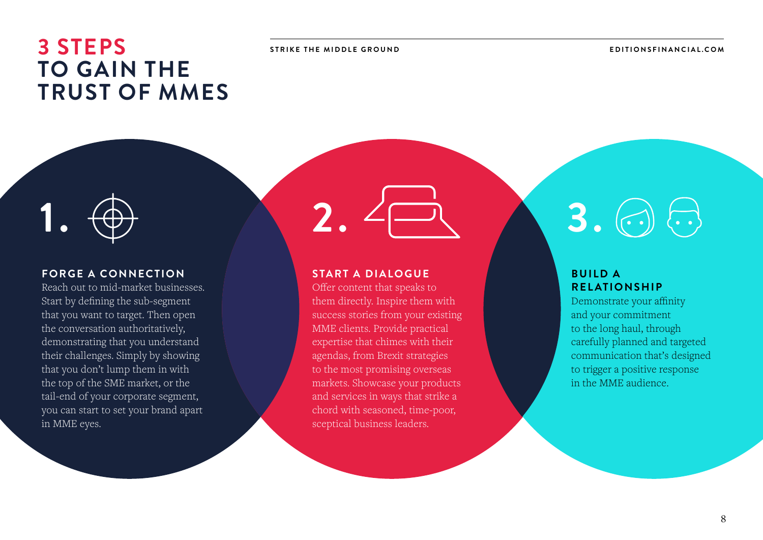# 3 STEPS TO GAIN THE TRUST OF MMES

## 1. FORGE A CONNECTION

Reach out to mid-market businesses. Start by defining the sub-segment that you want to target. Then open the conversation authoritatively, demonstrating that you understand their challenges. Simply by showing that you don't lump them in with the top of the SME market, or the tail-end of your corporate segment, you can start to set your brand apart in MME eyes.

## 2. START A DIALOGUE

Offer content that speaks to them directly. Inspire them with success stories from your existing MME clients. Provide practical expertise that chimes with their agendas, from Brexit strategies to the most promising overseas markets. Showcase your products and services in ways that strike a chord with seasoned, time-poor, sceptical business leaders.

## 3. BUILD A RELATIONSHIP

Demonstrate your affinity and your commitment to the long haul, through carefully planned and targeted communication that's designed to trigger a positive response in the MME audience.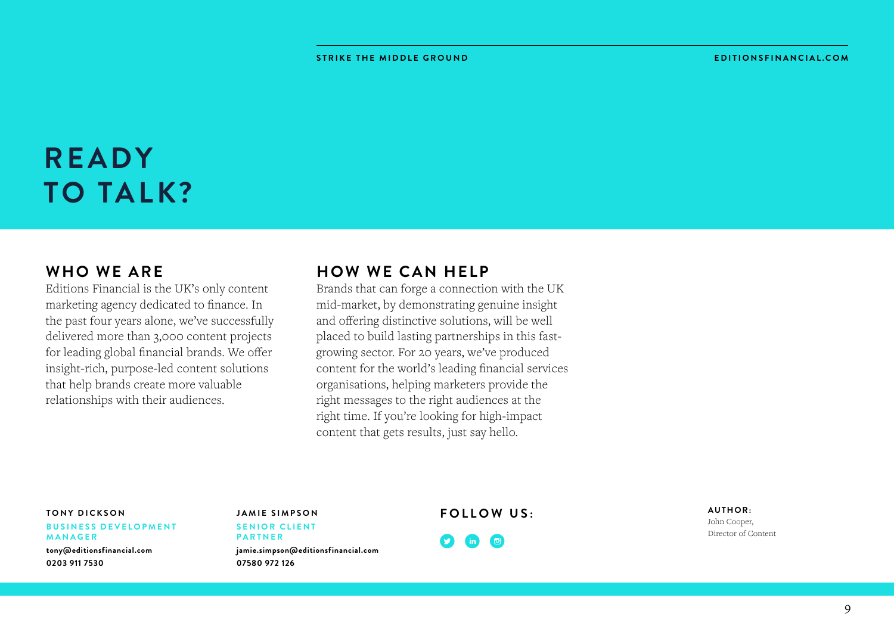# READY TO TALK?

## WHO WE ARE

Editions Financial is the UK's only content marketing agency dedicated to finance. In the past four years alone, we've successfully delivered more than 3,000 content projects for leading global financial brands. We offer insight-rich, purpose-led content solutions that help brands create more valuable relationships with their audiences.

## HOW WE CAN HELP

Brands that can forge a connection with the UK mid-market, by demonstrating genuine insight and offering distinctive solutions, will be well placed to build lasting partnerships in this fast-growing sector. For 20 years, we've produced content for the world's leading financial services organisations, helping marketers provide the right messages to the right audiences at the right time. If you're looking for high-impact content that gets results, just say hello.

**TONY DICKSON**
BUSINESS DEVELOPMENT MANAGER
**tony@editionsfinancial.com**
**0203 911 7530**

**JAMIE SIMPSON**
SENIOR CLIENT PARTNER
**jamie.simpson@editionsfinancial.com**
**07580 972 126**

**FOLLOW US:**

**AUTHOR:**
John Cooper,
Director of Content